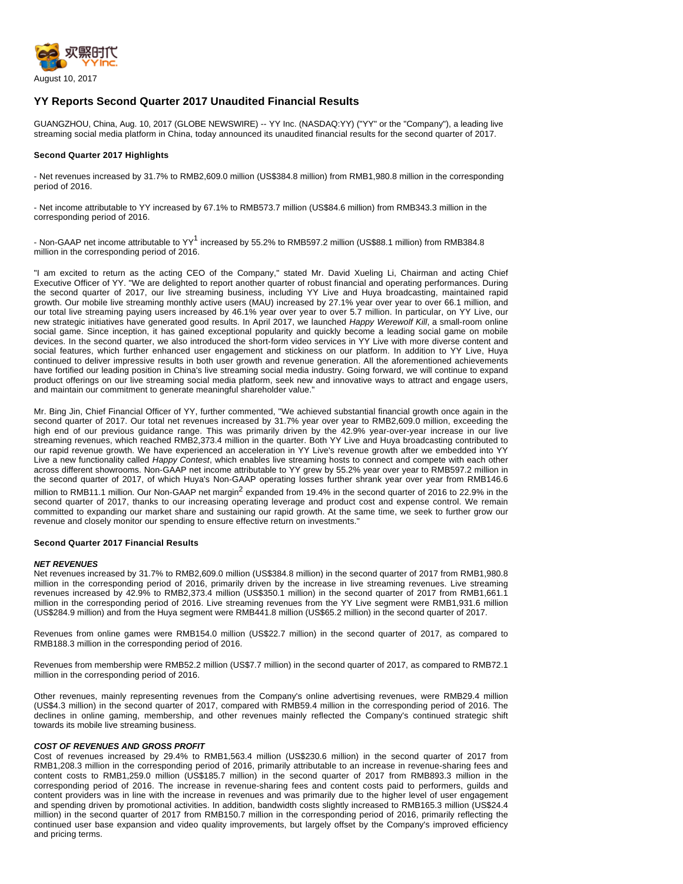August 10, 2017

# YY Reports Second Quarter 2017 Unaudited Financial Results

GUANGZHOU, China, Aug. 10, 2017 (GLOBE NEWSWIRE) -- YY Inc. (NASDAQ:YY) ("YY" or the "Company"), a leading live streaming social media platform in China, today announced its unaudited financial results for the second quarter of 2017.

**Second Quarter 2017 Highlights**

- Net revenues increased by 31.7% to RMB2,609.0 million (US$384.8 million) from RMB1,980.8 million in the corresponding period of 2016.

- Net income attributable to YY increased by 67.1% to RMB573.7 million (US$84.6 million) from RMB343.3 million in the corresponding period of 2016.

- Non-GAAP net income attributable to YY[1] increased by 55.2% to RMB597.2 million (US$88.1 million) from RMB384.8 million in the corresponding period of 2016.

"I am excited to return as the acting CEO of the Company," stated Mr. David Xueling Li, Chairman and acting Chief Executive Officer of YY. "We are delighted to report another quarter of robust financial and operating performances. During the second quarter of 2017, our live streaming business, including YY Live and Huya broadcasting, maintained rapid growth. Our mobile live streaming monthly active users (MAU) increased by 27.1% year over year to over 66.1 million, and our total live streaming paying users increased by 46.1% year over year to over 5.7 million. In particular, on YY Live, our new strategic initiatives have generated good results. In April 2017, we launched *Happy Werewolf Kill*, a small-room online social game. Since inception, it has gained exceptional popularity and quickly become a leading social game on mobile devices. In the second quarter, we also introduced the short-form video services in YY Live with more diverse content and social features, which further enhanced user engagement and stickiness on our platform. In addition to YY Live, Huya continued to deliver impressive results in both user growth and revenue generation. All the aforementioned achievements have fortified our leading position in China's live streaming social media industry. Going forward, we will continue to expand product offerings on our live streaming social media platform, seek new and innovative ways to attract and engage users, and maintain our commitment to generate meaningful shareholder value."

Mr. Bing Jin, Chief Financial Officer of YY, further commented, "We achieved substantial financial growth once again in the second quarter of 2017. Our total net revenues increased by 31.7% year over year to RMB2,609.0 million, exceeding the high end of our previous guidance range. This was primarily driven by the 42.9% year-over-year increase in our live streaming revenues, which reached RMB2,373.4 million in the quarter. Both YY Live and Huya broadcasting contributed to our rapid revenue growth. We have experienced an acceleration in YY Live's revenue growth after we embedded into YY Live a new functionality called *Happy Contest*, which enables live streaming hosts to connect and compete with each other across different showrooms. Non-GAAP net income attributable to YY grew by 55.2% year over year to RMB597.2 million in the second quarter of 2017, of which Huya's Non-GAAP operating losses further shrank year over year from RMB146.6 million to RMB11.1 million. Our Non-GAAP net margin[2] expanded from 19.4% in the second quarter of 2016 to 22.9% in the second quarter of 2017, thanks to our increasing operating leverage and product cost and expense control. We remain committed to expanding our market share and sustaining our rapid growth. At the same time, we seek to further grow our revenue and closely monitor our spending to ensure effective return on investments."

**Second Quarter 2017 Financial Results**

***NET REVENUES***

Net revenues increased by 31.7% to RMB2,609.0 million (US$384.8 million) in the second quarter of 2017 from RMB1,980.8 million in the corresponding period of 2016, primarily driven by the increase in live streaming revenues. Live streaming revenues increased by 42.9% to RMB2,373.4 million (US$350.1 million) in the second quarter of 2017 from RMB1,661.1 million in the corresponding period of 2016. Live streaming revenues from the YY Live segment were RMB1,931.6 million (US$284.9 million) and from the Huya segment were RMB441.8 million (US$65.2 million) in the second quarter of 2017.

Revenues from online games were RMB154.0 million (US$22.7 million) in the second quarter of 2017, as compared to RMB188.3 million in the corresponding period of 2016.

Revenues from membership were RMB52.2 million (US$7.7 million) in the second quarter of 2017, as compared to RMB72.1 million in the corresponding period of 2016.

Other revenues, mainly representing revenues from the Company's online advertising revenues, were RMB29.4 million (US$4.3 million) in the second quarter of 2017, compared with RMB59.4 million in the corresponding period of 2016. The declines in online gaming, membership, and other revenues mainly reflected the Company's continued strategic shift towards its mobile live streaming business.

***COST OF REVENUES AND GROSS PROFIT***

Cost of revenues increased by 29.4% to RMB1,563.4 million (US$230.6 million) in the second quarter of 2017 from RMB1,208.3 million in the corresponding period of 2016, primarily attributable to an increase in revenue-sharing fees and content costs to RMB1,259.0 million (US$185.7 million) in the second quarter of 2017 from RMB893.3 million in the corresponding period of 2016. The increase in revenue-sharing fees and content costs paid to performers, guilds and content providers was in line with the increase in revenues and was primarily due to the higher level of user engagement and spending driven by promotional activities. In addition, bandwidth costs slightly increased to RMB165.3 million (US$24.4 million) in the second quarter of 2017 from RMB150.7 million in the corresponding period of 2016, primarily reflecting the continued user base expansion and video quality improvements, but largely offset by the Company's improved efficiency and pricing terms.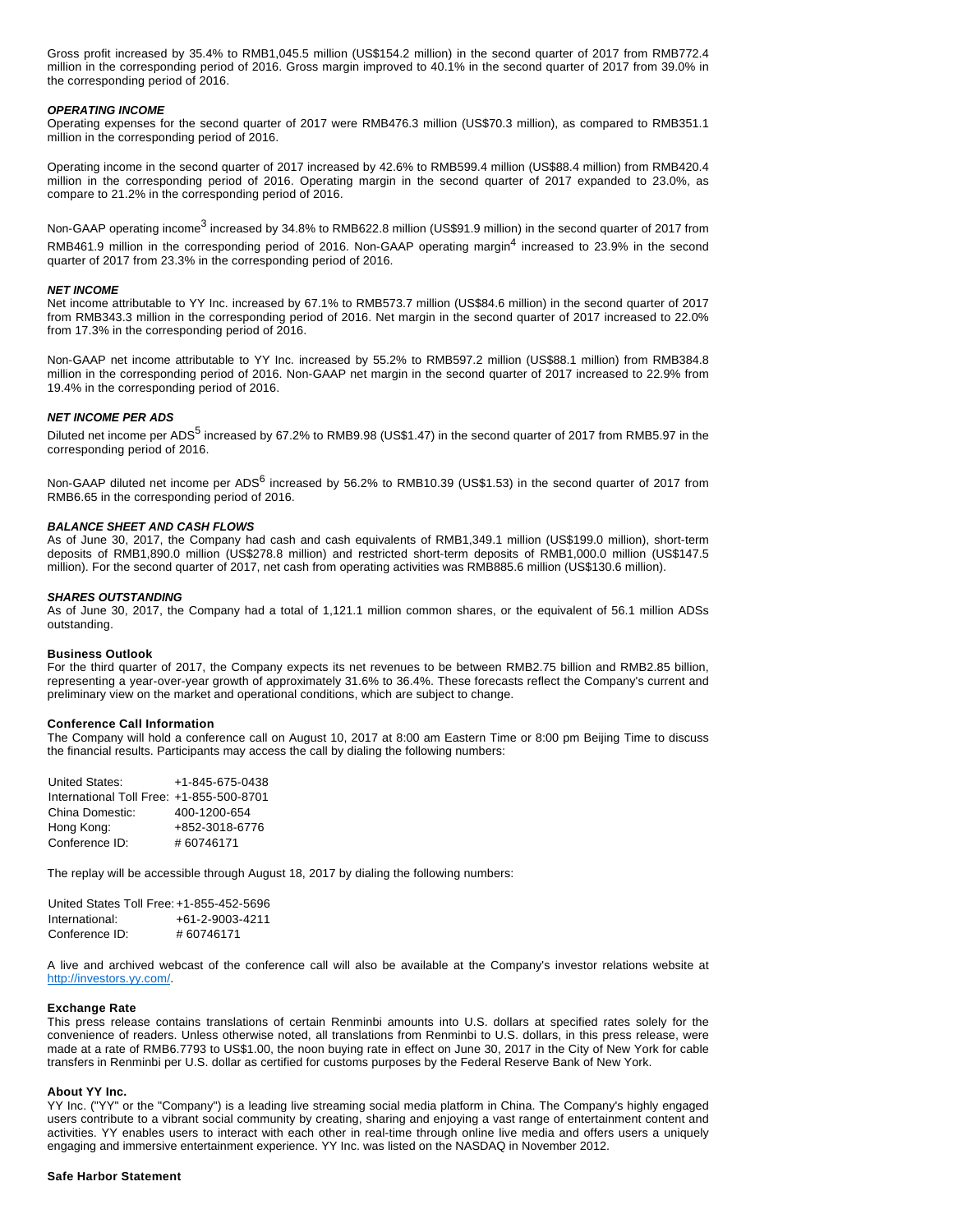Gross profit increased by 35.4% to RMB1,045.5 million (US$154.2 million) in the second quarter of 2017 from RMB772.4 million in the corresponding period of 2016. Gross margin improved to 40.1% in the second quarter of 2017 from 39.0% in the corresponding period of 2016.

***OPERATING INCOME***

Operating expenses for the second quarter of 2017 were RMB476.3 million (US$70.3 million), as compared to RMB351.1 million in the corresponding period of 2016.

Operating income in the second quarter of 2017 increased by 42.6% to RMB599.4 million (US$88.4 million) from RMB420.4 million in the corresponding period of 2016. Operating margin in the second quarter of 2017 expanded to 23.0%, as compare to 21.2% in the corresponding period of 2016.

Non-GAAP operating income[3] increased by 34.8% to RMB622.8 million (US$91.9 million) in the second quarter of 2017 from RMB461.9 million in the corresponding period of 2016. Non-GAAP operating margin[4] increased to 23.9% in the second quarter of 2017 from 23.3% in the corresponding period of 2016.

***NET INCOME***

Net income attributable to YY Inc. increased by 67.1% to RMB573.7 million (US$84.6 million) in the second quarter of 2017 from RMB343.3 million in the corresponding period of 2016. Net margin in the second quarter of 2017 increased to 22.0% from 17.3% in the corresponding period of 2016.

Non-GAAP net income attributable to YY Inc. increased by 55.2% to RMB597.2 million (US$88.1 million) from RMB384.8 million in the corresponding period of 2016. Non-GAAP net margin in the second quarter of 2017 increased to 22.9% from 19.4% in the corresponding period of 2016.

***NET INCOME PER ADS***

Diluted net income per ADS[5] increased by 67.2% to RMB9.98 (US$1.47) in the second quarter of 2017 from RMB5.97 in the corresponding period of 2016.

Non-GAAP diluted net income per ADS[6] increased by 56.2% to RMB10.39 (US$1.53) in the second quarter of 2017 from RMB6.65 in the corresponding period of 2016.

***BALANCE SHEET AND CASH FLOWS***

As of June 30, 2017, the Company had cash and cash equivalents of RMB1,349.1 million (US$199.0 million), short-term deposits of RMB1,890.0 million (US$278.8 million) and restricted short-term deposits of RMB1,000.0 million (US$147.5 million). For the second quarter of 2017, net cash from operating activities was RMB885.6 million (US$130.6 million).

***SHARES OUTSTANDING***

As of June 30, 2017, the Company had a total of 1,121.1 million common shares, or the equivalent of 56.1 million ADSs outstanding.

**Business Outlook**

For the third quarter of 2017, the Company expects its net revenues to be between RMB2.75 billion and RMB2.85 billion, representing a year-over-year growth of approximately 31.6% to 36.4%. These forecasts reflect the Company's current and preliminary view on the market and operational conditions, which are subject to change.

**Conference Call Information**

The Company will hold a conference call on August 10, 2017 at 8:00 am Eastern Time or 8:00 pm Beijing Time to discuss the financial results. Participants may access the call by dialing the following numbers:

| | |
|---|---|
| United States: | +1-845-675-0438 |
| International Toll Free: | +1-855-500-8701 |
| China Domestic: | 400-1200-654 |
| Hong Kong: | +852-3018-6776 |
| Conference ID: | # 60746171 |

The replay will be accessible through August 18, 2017 by dialing the following numbers:

| | |
|---|---|
| United States Toll Free: | +1-855-452-5696 |
| International: | +61-2-9003-4211 |
| Conference ID: | # 60746171 |

A live and archived webcast of the conference call will also be available at the Company's investor relations website at http://investors.yy.com/.

**Exchange Rate**

This press release contains translations of certain Renminbi amounts into U.S. dollars at specified rates solely for the convenience of readers. Unless otherwise noted, all translations from Renminbi to U.S. dollars, in this press release, were made at a rate of RMB6.7793 to US$1.00, the noon buying rate in effect on June 30, 2017 in the City of New York for cable transfers in Renminbi per U.S. dollar as certified for customs purposes by the Federal Reserve Bank of New York.

**About YY Inc.**

YY Inc. ("YY" or the "Company") is a leading live streaming social media platform in China. The Company's highly engaged users contribute to a vibrant social community by creating, sharing and enjoying a vast range of entertainment content and activities. YY enables users to interact with each other in real-time through online live media and offers users a uniquely engaging and immersive entertainment experience. YY Inc. was listed on the NASDAQ in November 2012.

**Safe Harbor Statement**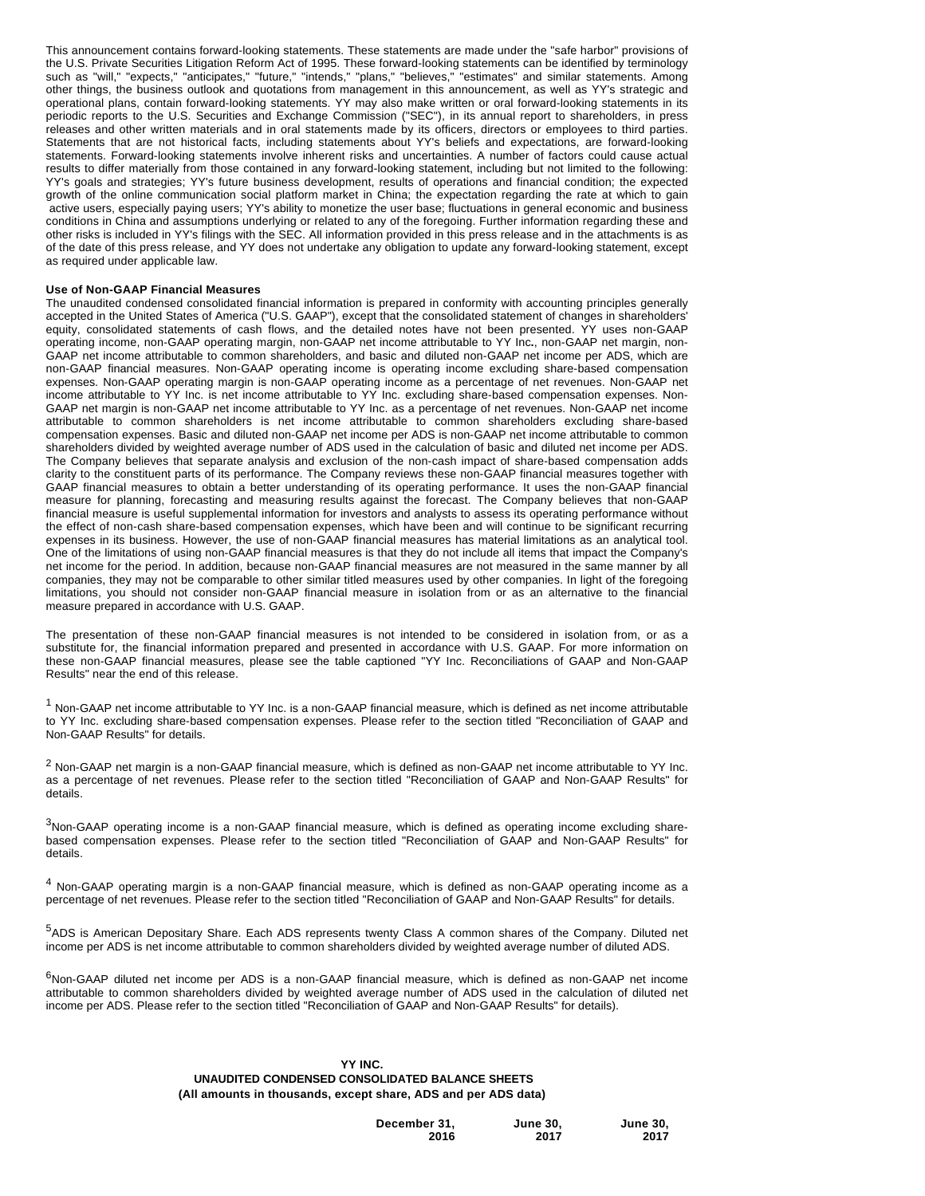This announcement contains forward-looking statements. These statements are made under the "safe harbor" provisions of the U.S. Private Securities Litigation Reform Act of 1995. These forward-looking statements can be identified by terminology such as "will," "expects," "anticipates," "future," "intends," "plans," "believes," "estimates" and similar statements. Among other things, the business outlook and quotations from management in this announcement, as well as YY's strategic and operational plans, contain forward-looking statements. YY may also make written or oral forward-looking statements in its periodic reports to the U.S. Securities and Exchange Commission ("SEC"), in its annual report to shareholders, in press releases and other written materials and in oral statements made by its officers, directors or employees to third parties. Statements that are not historical facts, including statements about YY's beliefs and expectations, are forward-looking statements. Forward-looking statements involve inherent risks and uncertainties. A number of factors could cause actual results to differ materially from those contained in any forward-looking statement, including but not limited to the following: YY's goals and strategies; YY's future business development, results of operations and financial condition; the expected growth of the online communication social platform market in China; the expectation regarding the rate at which to gain active users, especially paying users; YY's ability to monetize the user base; fluctuations in general economic and business conditions in China and assumptions underlying or related to any of the foregoing. Further information regarding these and other risks is included in YY's filings with the SEC. All information provided in this press release and in the attachments is as of the date of this press release, and YY does not undertake any obligation to update any forward-looking statement, except as required under applicable law.

**Use of Non-GAAP Financial Measures**

The unaudited condensed consolidated financial information is prepared in conformity with accounting principles generally accepted in the United States of America ("U.S. GAAP"), except that the consolidated statement of changes in shareholders' equity, consolidated statements of cash flows, and the detailed notes have not been presented. YY uses non-GAAP operating income, non-GAAP operating margin, non-GAAP net income attributable to YY Inc., non-GAAP net margin, non-GAAP net income attributable to common shareholders, and basic and diluted non-GAAP net income per ADS, which are non-GAAP financial measures. Non-GAAP operating income is operating income excluding share-based compensation expenses. Non-GAAP operating margin is non-GAAP operating income as a percentage of net revenues. Non-GAAP net income attributable to YY Inc. is net income attributable to YY Inc. excluding share-based compensation expenses. Non-GAAP net margin is non-GAAP net income attributable to YY Inc. as a percentage of net revenues. Non-GAAP net income attributable to common shareholders is net income attributable to common shareholders excluding share-based compensation expenses. Basic and diluted non-GAAP net income per ADS is non-GAAP net income attributable to common shareholders divided by weighted average number of ADS used in the calculation of basic and diluted net income per ADS. The Company believes that separate analysis and exclusion of the non-cash impact of share-based compensation adds clarity to the constituent parts of its performance. The Company reviews these non-GAAP financial measures together with GAAP financial measures to obtain a better understanding of its operating performance. It uses the non-GAAP financial measure for planning, forecasting and measuring results against the forecast. The Company believes that non-GAAP financial measure is useful supplemental information for investors and analysts to assess its operating performance without the effect of non-cash share-based compensation expenses, which have been and will continue to be significant recurring expenses in its business. However, the use of non-GAAP financial measures has material limitations as an analytical tool. One of the limitations of using non-GAAP financial measures is that they do not include all items that impact the Company's net income for the period. In addition, because non-GAAP financial measures are not measured in the same manner by all companies, they may not be comparable to other similar titled measures used by other companies. In light of the foregoing limitations, you should not consider non-GAAP financial measure in isolation from or as an alternative to the financial measure prepared in accordance with U.S. GAAP.

The presentation of these non-GAAP financial measures is not intended to be considered in isolation from, or as a substitute for, the financial information prepared and presented in accordance with U.S. GAAP. For more information on these non-GAAP financial measures, please see the table captioned "YY Inc. Reconciliations of GAAP and Non-GAAP Results" near the end of this release.

[1] Non-GAAP net income attributable to YY Inc. is a non-GAAP financial measure, which is defined as net income attributable to YY Inc. excluding share-based compensation expenses. Please refer to the section titled "Reconciliation of GAAP and Non-GAAP Results" for details.

[2] Non-GAAP net margin is a non-GAAP financial measure, which is defined as non-GAAP net income attributable to YY Inc. as a percentage of net revenues. Please refer to the section titled "Reconciliation of GAAP and Non-GAAP Results" for details.

[3] Non-GAAP operating income is a non-GAAP financial measure, which is defined as operating income excluding share-based compensation expenses. Please refer to the section titled "Reconciliation of GAAP and Non-GAAP Results" for details.

[4] Non-GAAP operating margin is a non-GAAP financial measure, which is defined as non-GAAP operating income as a percentage of net revenues. Please refer to the section titled "Reconciliation of GAAP and Non-GAAP Results" for details.

[5] ADS is American Depositary Share. Each ADS represents twenty Class A common shares of the Company. Diluted net income per ADS is net income attributable to common shareholders divided by weighted average number of diluted ADS.

[6] Non-GAAP diluted net income per ADS is a non-GAAP financial measure, which is defined as non-GAAP net income attributable to common shareholders divided by weighted average number of ADS used in the calculation of diluted net income per ADS. Please refer to the section titled "Reconciliation of GAAP and Non-GAAP Results" for details).

**YY INC.**
**UNAUDITED CONDENSED CONSOLIDATED BALANCE SHEETS**
**(All amounts in thousands, except share, ADS and per ADS data)**

| | December 31, 2016 | June 30, 2017 | June 30, 2017 |
|---|---|---|---|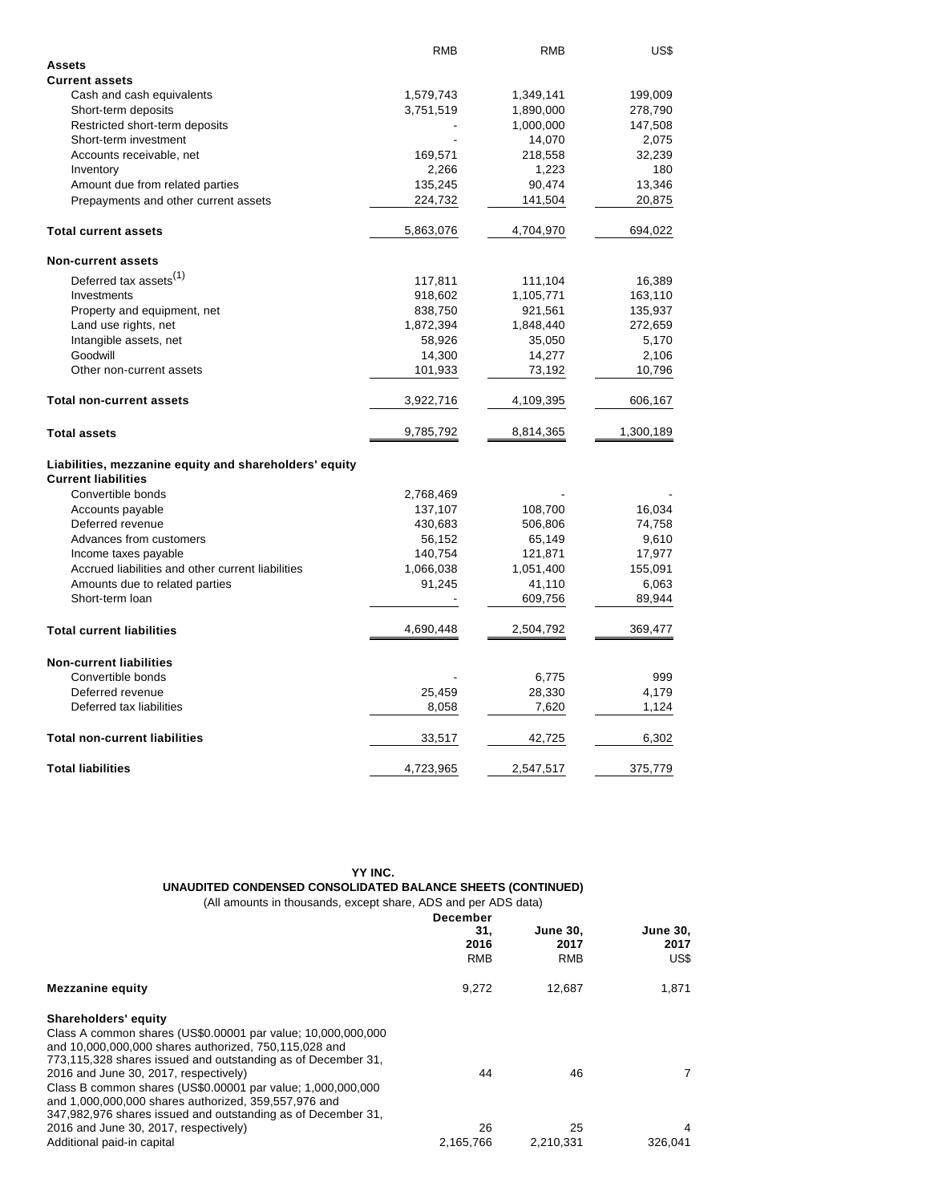| | RMB | RMB | US$ |
|---|---|---|---|
| **Assets** | | | |
| **Current assets** | | | |
| Cash and cash equivalents | 1,579,743 | 1,349,141 | 199,009 |
| Short-term deposits | 3,751,519 | 1,890,000 | 278,790 |
| Restricted short-term deposits | - | 1,000,000 | 147,508 |
| Short-term investment | - | 14,070 | 2,075 |
| Accounts receivable, net | 169,571 | 218,558 | 32,239 |
| Inventory | 2,266 | 1,223 | 180 |
| Amount due from related parties | 135,245 | 90,474 | 13,346 |
| Prepayments and other current assets | 224,732 | 141,504 | 20,875 |
| **Total current assets** | 5,863,076 | 4,704,970 | 694,022 |
| **Non-current assets** | | | |
| Deferred tax assets(1) | 117,811 | 111,104 | 16,389 |
| Investments | 918,602 | 1,105,771 | 163,110 |
| Property and equipment, net | 838,750 | 921,561 | 135,937 |
| Land use rights, net | 1,872,394 | 1,848,440 | 272,659 |
| Intangible assets, net | 58,926 | 35,050 | 5,170 |
| Goodwill | 14,300 | 14,277 | 2,106 |
| Other non-current assets | 101,933 | 73,192 | 10,796 |
| **Total non-current assets** | 3,922,716 | 4,109,395 | 606,167 |
| **Total assets** | 9,785,792 | 8,814,365 | 1,300,189 |
| **Liabilities, mezzanine equity and shareholders' equity** | | | |
| **Current liabilities** | | | |
| Convertible bonds | 2,768,469 | - | - |
| Accounts payable | 137,107 | 108,700 | 16,034 |
| Deferred revenue | 430,683 | 506,806 | 74,758 |
| Advances from customers | 56,152 | 65,149 | 9,610 |
| Income taxes payable | 140,754 | 121,871 | 17,977 |
| Accrued liabilities and other current liabilities | 1,066,038 | 1,051,400 | 155,091 |
| Amounts due to related parties | 91,245 | 41,110 | 6,063 |
| Short-term loan | - | 609,756 | 89,944 |
| **Total current liabilities** | 4,690,448 | 2,504,792 | 369,477 |
| **Non-current liabilities** | | | |
| Convertible bonds | - | 6,775 | 999 |
| Deferred revenue | 25,459 | 28,330 | 4,179 |
| Deferred tax liabilities | 8,058 | 7,620 | 1,124 |
| **Total non-current liabilities** | 33,517 | 42,725 | 6,302 |
| **Total liabilities** | 4,723,965 | 2,547,517 | 375,779 |

**YY INC.**
**UNAUDITED CONDENSED CONSOLIDATED BALANCE SHEETS (CONTINUED)**
(All amounts in thousands, except share, ADS and per ADS data)

| | December 31, 2016 RMB | June 30, 2017 RMB | June 30, 2017 US$ |
|---|---|---|---|
| **Mezzanine equity** | 9,272 | 12,687 | 1,871 |
| **Shareholders' equity** | | | |
| Class A common shares (US$0.00001 par value; 10,000,000,000 and 10,000,000,000 shares authorized, 750,115,028 and 773,115,328 shares issued and outstanding as of December 31, 2016 and June 30, 2017, respectively) | 44 | 46 | 7 |
| Class B common shares (US$0.00001 par value; 1,000,000,000 and 1,000,000,000 shares authorized, 359,557,976 and 347,982,976 shares issued and outstanding as of December 31, 2016 and June 30, 2017, respectively) | 26 | 25 | 4 |
| Additional paid-in capital | 2,165,766 | 2,210,331 | 326,041 |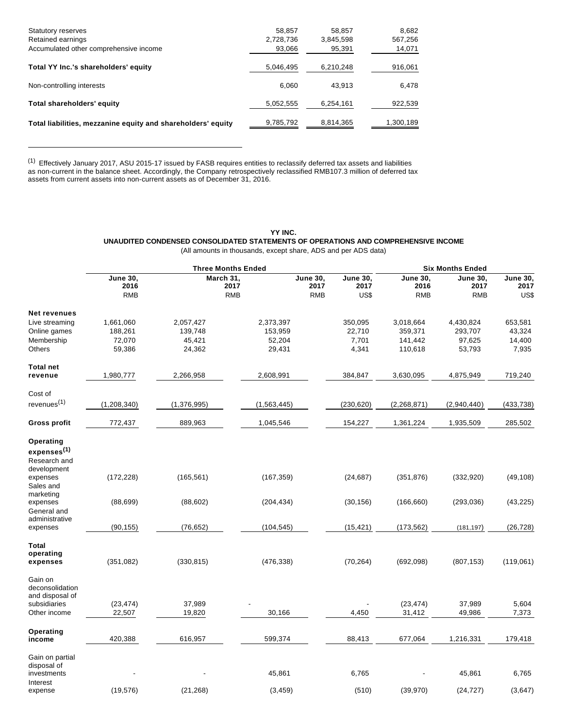| | | | |
|---|---|---|---|
| Statutory reserves | 58,857 | 58,857 | 8,682 |
| Retained earnings | 2,728,736 | 3,845,598 | 567,256 |
| Accumulated other comprehensive income | 93,066 | 95,391 | 14,071 |
| **Total YY Inc.'s shareholders' equity** | 5,046,495 | 6,210,248 | 916,061 |
| Non-controlling interests | 6,060 | 43,913 | 6,478 |
| **Total shareholders' equity** | 5,052,555 | 6,254,161 | 922,539 |
| **Total liabilities, mezzanine equity and shareholders' equity** | 9,785,792 | 8,814,365 | 1,300,189 |

(1) Effectively January 2017, ASU 2015-17 issued by FASB requires entities to reclassify deferred tax assets and liabilities as non-current in the balance sheet. Accordingly, the Company retrospectively reclassified RMB107.3 million of deferred tax assets from current assets into non-current assets as of December 31, 2016.

**YY INC.**
**UNAUDITED CONDENSED CONSOLIDATED STATEMENTS OF OPERATIONS AND COMPREHENSIVE INCOME**
(All amounts in thousands, except share, ADS and per ADS data)

| | Three Months Ended | | | | Six Months Ended | | |
|---|---|---|---|---|---|---|---|
| | June 30, 2016 | March 31, 2017 | June 30, 2017 | June 30, 2017 | June 30, 2016 | June 30, 2017 | June 30, 2017 |
| | RMB | RMB | RMB | US$ | RMB | RMB | US$ |
| **Net revenues** | | | | | | | |
| Live streaming | 1,661,060 | 2,057,427 | 2,373,397 | 350,095 | 3,018,664 | 4,430,824 | 653,581 |
| Online games | 188,261 | 139,748 | 153,959 | 22,710 | 359,371 | 293,707 | 43,324 |
| Membership | 72,070 | 45,421 | 52,204 | 7,701 | 141,442 | 97,625 | 14,400 |
| Others | 59,386 | 24,362 | 29,431 | 4,341 | 110,618 | 53,793 | 7,935 |
| **Total net revenue** | 1,980,777 | 2,266,958 | 2,608,991 | 384,847 | 3,630,095 | 4,875,949 | 719,240 |
| Cost of revenues(1) | (1,208,340) | (1,376,995) | (1,563,445) | (230,620) | (2,268,871) | (2,940,440) | (433,738) |
| **Gross profit** | 772,437 | 889,963 | 1,045,546 | 154,227 | 1,361,224 | 1,935,509 | 285,502 |
| **Operating expenses(1)** | | | | | | | |
| Research and development expenses | (172,228) | (165,561) | (167,359) | (24,687) | (351,876) | (332,920) | (49,108) |
| Sales and marketing expenses | (88,699) | (88,602) | (204,434) | (30,156) | (166,660) | (293,036) | (43,225) |
| General and administrative expenses | (90,155) | (76,652) | (104,545) | (15,421) | (173,562) | (181,197) | (26,728) |
| **Total operating expenses** | (351,082) | (330,815) | (476,338) | (70,264) | (692,098) | (807,153) | (119,061) |
| Gain on deconsolidation and disposal of subsidiaries | (23,474) | 37,989 | - | - | (23,474) | 37,989 | 5,604 |
| Other income | 22,507 | 19,820 | 30,166 | 4,450 | 31,412 | 49,986 | 7,373 |
| **Operating income** | 420,388 | 616,957 | 599,374 | 88,413 | 677,064 | 1,216,331 | 179,418 |
| Gain on partial disposal of investments | - | - | 45,861 | 6,765 | - | 45,861 | 6,765 |
| Interest expense | (19,576) | (21,268) | (3,459) | (510) | (39,970) | (24,727) | (3,647) |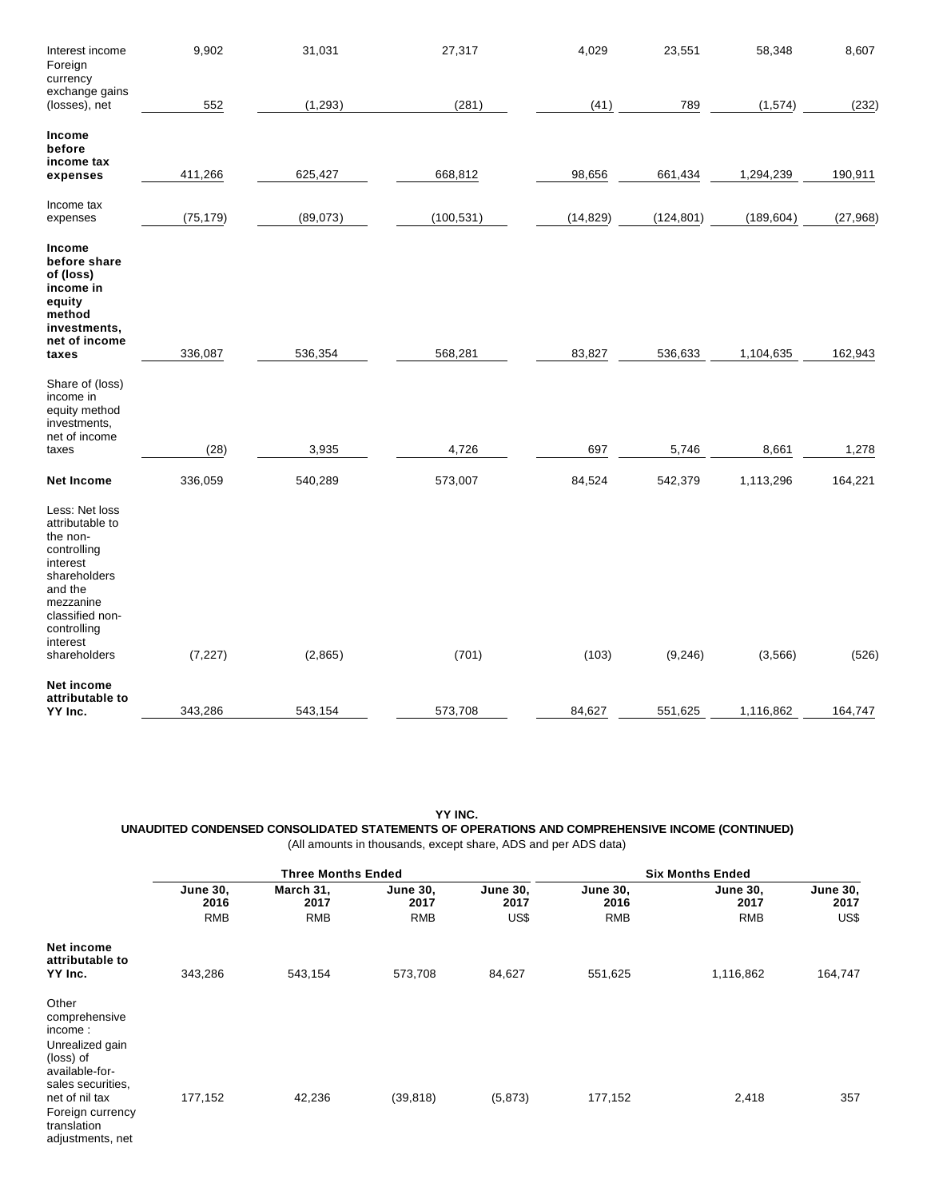| | | | | | | | |
|---|---|---|---|---|---|---|---|
| Interest income | 9,902 | 31,031 | 27,317 | 4,029 | 23,551 | 58,348 | 8,607 |
| Foreign currency exchange gains (losses), net | 552 | (1,293) | (281) | (41) | 789 | (1,574) | (232) |
| **Income before income tax expenses** | 411,266 | 625,427 | 668,812 | 98,656 | 661,434 | 1,294,239 | 190,911 |
| Income tax expenses | (75,179) | (89,073) | (100,531) | (14,829) | (124,801) | (189,604) | (27,968) |
| **Income before share of (loss) income in equity method investments, net of income taxes** | 336,087 | 536,354 | 568,281 | 83,827 | 536,633 | 1,104,635 | 162,943 |
| Share of (loss) income in equity method investments, net of income taxes | (28) | 3,935 | 4,726 | 697 | 5,746 | 8,661 | 1,278 |
| **Net Income** | 336,059 | 540,289 | 573,007 | 84,524 | 542,379 | 1,113,296 | 164,221 |
| Less: Net loss attributable to the non-controlling interest shareholders and the mezzanine classified non-controlling interest shareholders | (7,227) | (2,865) | (701) | (103) | (9,246) | (3,566) | (526) |
| **Net income attributable to YY Inc.** | 343,286 | 543,154 | 573,708 | 84,627 | 551,625 | 1,116,862 | 164,747 |

**YY INC.**

**UNAUDITED CONDENSED CONSOLIDATED STATEMENTS OF OPERATIONS AND COMPREHENSIVE INCOME (CONTINUED)**

(All amounts in thousands, except share, ADS and per ADS data)

| | Three Months Ended | | | | Six Months Ended | | |
|---|---|---|---|---|---|---|---|
| | **June 30, 2016** | **March 31, 2017** | **June 30, 2017** | **June 30, 2017** | **June 30, 2016** | **June 30, 2017** | **June 30, 2017** |
| | RMB | RMB | RMB | US$ | RMB | RMB | US$ |
| **Net income attributable to YY Inc.** | 343,286 | 543,154 | 573,708 | 84,627 | 551,625 | 1,116,862 | 164,747 |
| Other comprehensive income : | | | | | | | |
| Unrealized gain (loss) of available-for-sales securities, net of nil tax | 177,152 | 42,236 | (39,818) | (5,873) | 177,152 | 2,418 | 357 |
| Foreign currency translation adjustments, net | | | | | | | |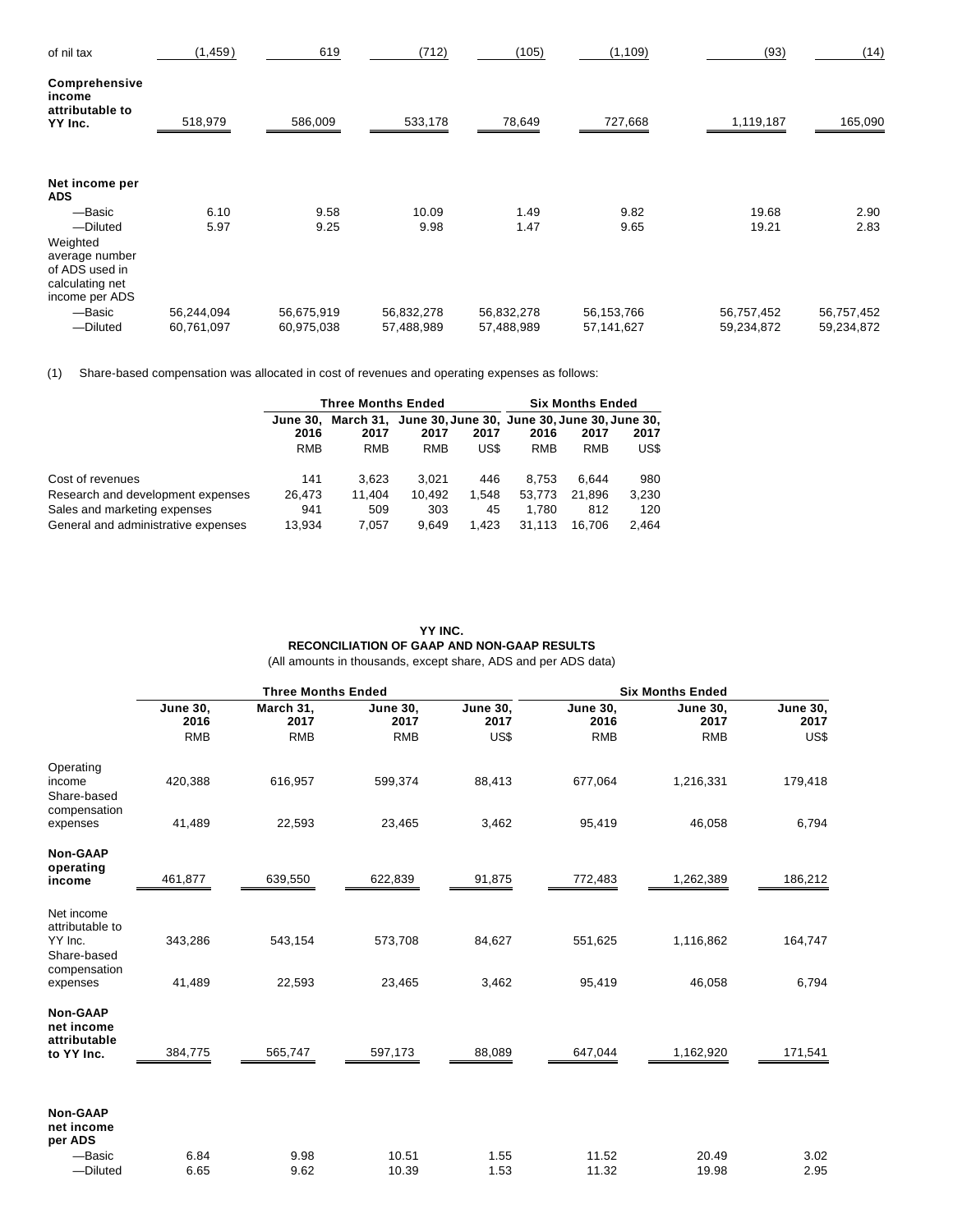| | | | | | | | |
|---|---|---|---|---|---|---|---|
| of nil tax | (1,459) | 619 | (712) | (105) | (1,109) | (93) | (14) |
| **Comprehensive income attributable to YY Inc.** | 518,979 | 586,009 | 533,178 | 78,649 | 727,668 | 1,119,187 | 165,090 |
| **Net income per ADS** | | | | | | | |
| —Basic | 6.10 | 9.58 | 10.09 | 1.49 | 9.82 | 19.68 | 2.90 |
| —Diluted | 5.97 | 9.25 | 9.98 | 1.47 | 9.65 | 19.21 | 2.83 |
| Weighted average number of ADS used in calculating net income per ADS | | | | | | | |
| —Basic | 56,244,094 | 56,675,919 | 56,832,278 | 56,832,278 | 56,153,766 | 56,757,452 | 56,757,452 |
| —Diluted | 60,761,097 | 60,975,038 | 57,488,989 | 57,488,989 | 57,141,627 | 59,234,872 | 59,234,872 |

(1) Share-based compensation was allocated in cost of revenues and operating expenses as follows:

| | Three Months Ended | | | | Six Months Ended | | |
|---|---|---|---|---|---|---|---|
| | June 30, 2016 | March 31, 2017 | June 30, 2017 | June 30, 2017 | June 30, 2016 | June 30, 2017 | June 30, 2017 |
| | RMB | RMB | RMB | US$ | RMB | RMB | US$ |
| Cost of revenues | 141 | 3,623 | 3,021 | 446 | 8,753 | 6,644 | 980 |
| Research and development expenses | 26,473 | 11,404 | 10,492 | 1,548 | 53,773 | 21,896 | 3,230 |
| Sales and marketing expenses | 941 | 509 | 303 | 45 | 1,780 | 812 | 120 |
| General and administrative expenses | 13,934 | 7,057 | 9,649 | 1,423 | 31,113 | 16,706 | 2,464 |

**YY INC.**
**RECONCILIATION OF GAAP AND NON-GAAP RESULTS**
(All amounts in thousands, except share, ADS and per ADS data)

| | Three Months Ended | | | | Six Months Ended | | |
|---|---|---|---|---|---|---|---|
| | June 30, 2016 | March 31, 2017 | June 30, 2017 | June 30, 2017 | June 30, 2016 | June 30, 2017 | June 30, 2017 |
| | RMB | RMB | RMB | US$ | RMB | RMB | US$ |
| Operating income | 420,388 | 616,957 | 599,374 | 88,413 | 677,064 | 1,216,331 | 179,418 |
| Share-based compensation expenses | 41,489 | 22,593 | 23,465 | 3,462 | 95,419 | 46,058 | 6,794 |
| **Non-GAAP operating income** | 461,877 | 639,550 | 622,839 | 91,875 | 772,483 | 1,262,389 | 186,212 |
| Net income attributable to YY Inc. | 343,286 | 543,154 | 573,708 | 84,627 | 551,625 | 1,116,862 | 164,747 |
| Share-based compensation expenses | 41,489 | 22,593 | 23,465 | 3,462 | 95,419 | 46,058 | 6,794 |
| **Non-GAAP net income attributable to YY Inc.** | 384,775 | 565,747 | 597,173 | 88,089 | 647,044 | 1,162,920 | 171,541 |
| **Non-GAAP net income per ADS** | | | | | | | |
| —Basic | 6.84 | 9.98 | 10.51 | 1.55 | 11.52 | 20.49 | 3.02 |
| —Diluted | 6.65 | 9.62 | 10.39 | 1.53 | 11.32 | 19.98 | 2.95 |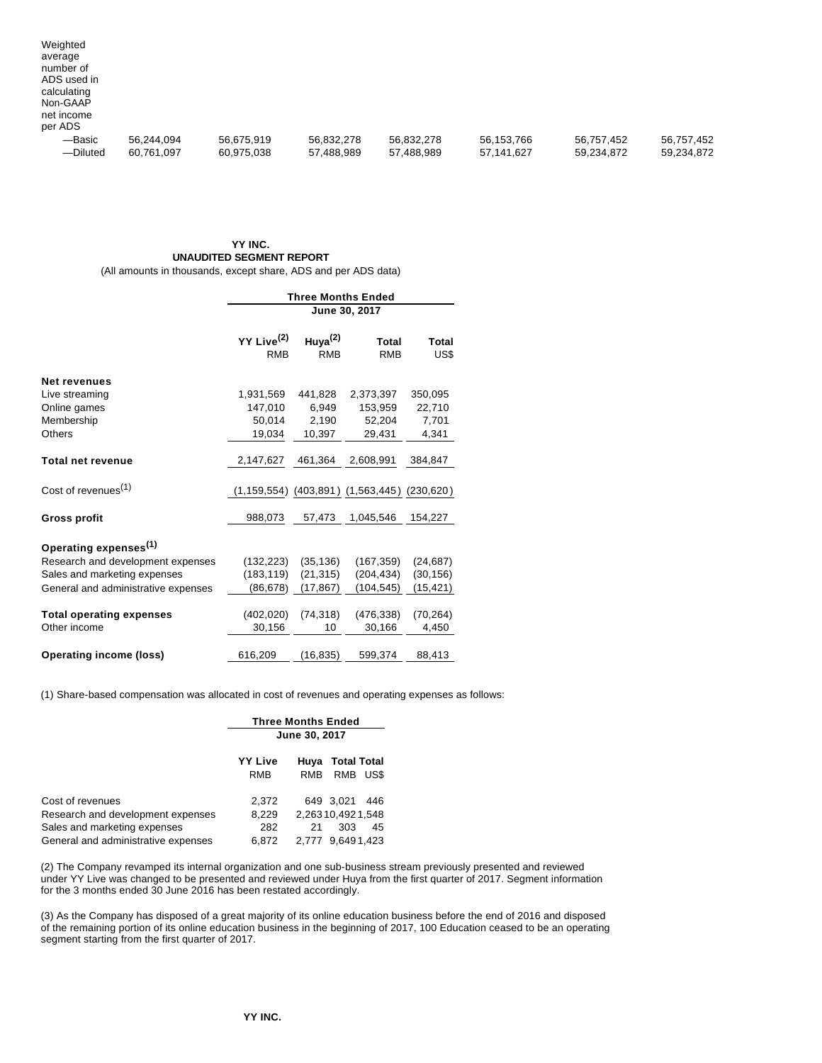| Weighted average number of ADS used in calculating Non-GAAP net income per ADS | | | | | | | |
|---|---|---|---|---|---|---|---|
| —Basic | 56,244,094 | 56,675,919 | 56,832,278 | 56,832,278 | 56,153,766 | 56,757,452 | 56,757,452 |
| —Diluted | 60,761,097 | 60,975,038 | 57,488,989 | 57,488,989 | 57,141,627 | 59,234,872 | 59,234,872 |

**YY INC.**
**UNAUDITED SEGMENT REPORT**
(All amounts in thousands, except share, ADS and per ADS data)

| | Three Months Ended June 30, 2017 | | | |
|---|---|---|---|---|
| | YY Live[(2)] RMB | Huya[(2)] RMB | Total RMB | Total US$ |
| **Net revenues** | | | | |
| Live streaming | 1,931,569 | 441,828 | 2,373,397 | 350,095 |
| Online games | 147,010 | 6,949 | 153,959 | 22,710 |
| Membership | 50,014 | 2,190 | 52,204 | 7,701 |
| Others | 19,034 | 10,397 | 29,431 | 4,341 |
| **Total net revenue** | 2,147,627 | 461,364 | 2,608,991 | 384,847 |
| Cost of revenues[(1)] | (1,159,554) | (403,891) | (1,563,445) | (230,620) |
| **Gross profit** | 988,073 | 57,473 | 1,045,546 | 154,227 |
| **Operating expenses[(1)]** | | | | |
| Research and development expenses | (132,223) | (35,136) | (167,359) | (24,687) |
| Sales and marketing expenses | (183,119) | (21,315) | (204,434) | (30,156) |
| General and administrative expenses | (86,678) | (17,867) | (104,545) | (15,421) |
| **Total operating expenses** | (402,020) | (74,318) | (476,338) | (70,264) |
| Other income | 30,156 | 10 | 30,166 | 4,450 |
| **Operating income (loss)** | 616,209 | (16,835) | 599,374 | 88,413 |

(1) Share-based compensation was allocated in cost of revenues and operating expenses as follows:

| | Three Months Ended June 30, 2017 | | | |
|---|---|---|---|---|
| | YY Live RMB | Huya RMB | Total RMB | Total US$ |
| Cost of revenues | 2,372 | 649 | 3,021 | 446 |
| Research and development expenses | 8,229 | 2,263 | 10,492 | 1,548 |
| Sales and marketing expenses | 282 | 21 | 303 | 45 |
| General and administrative expenses | 6,872 | 2,777 | 9,649 | 1,423 |

(2) The Company revamped its internal organization and one sub-business stream previously presented and reviewed under YY Live was changed to be presented and reviewed under Huya from the first quarter of 2017. Segment information for the 3 months ended 30 June 2016 has been restated accordingly.

(3) As the Company has disposed of a great majority of its online education business before the end of 2016 and disposed of the remaining portion of its online education business in the beginning of 2017, 100 Education ceased to be an operating segment starting from the first quarter of 2017.

**YY INC.**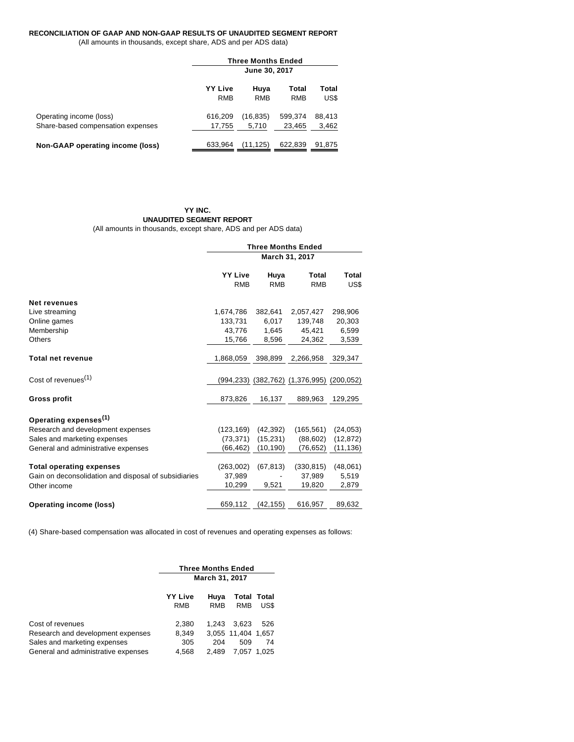**RECONCILIATION OF GAAP AND NON-GAAP RESULTS OF UNAUDITED SEGMENT REPORT**

(All amounts in thousands, except share, ADS and per ADS data)

| | Three Months Ended June 30, 2017 | | | |
|---|---|---|---|---|
| | YY Live RMB | Huya RMB | Total RMB | Total US$ |
| Operating income (loss) | 616,209 | (16,835) | 599,374 | 88,413 |
| Share-based compensation expenses | 17,755 | 5,710 | 23,465 | 3,462 |
| **Non-GAAP operating income (loss)** | 633,964 | (11,125) | 622,839 | 91,875 |

**YY INC.**

**UNAUDITED SEGMENT REPORT**

(All amounts in thousands, except share, ADS and per ADS data)

| | Three Months Ended March 31, 2017 | | | |
|---|---|---|---|---|
| | YY Live RMB | Huya RMB | Total RMB | Total US$ |
| **Net revenues** | | | | |
| Live streaming | 1,674,786 | 382,641 | 2,057,427 | 298,906 |
| Online games | 133,731 | 6,017 | 139,748 | 20,303 |
| Membership | 43,776 | 1,645 | 45,421 | 6,599 |
| Others | 15,766 | 8,596 | 24,362 | 3,539 |
| **Total net revenue** | 1,868,059 | 398,899 | 2,266,958 | 329,347 |
| Cost of revenues[(1)] | (994,233) | (382,762) | (1,376,995) | (200,052) |
| **Gross profit** | 873,826 | 16,137 | 889,963 | 129,295 |
| **Operating expenses[(1)]** | | | | |
| Research and development expenses | (123,169) | (42,392) | (165,561) | (24,053) |
| Sales and marketing expenses | (73,371) | (15,231) | (88,602) | (12,872) |
| General and administrative expenses | (66,462) | (10,190) | (76,652) | (11,136) |
| **Total operating expenses** | (263,002) | (67,813) | (330,815) | (48,061) |
| Gain on deconsolidation and disposal of subsidiaries | 37,989 | - | 37,989 | 5,519 |
| Other income | 10,299 | 9,521 | 19,820 | 2,879 |
| **Operating income (loss)** | 659,112 | (42,155) | 616,957 | 89,632 |

(4) Share-based compensation was allocated in cost of revenues and operating expenses as follows:

| | Three Months Ended March 31, 2017 | | | |
|---|---|---|---|---|
| | YY Live RMB | Huya RMB | Total RMB | Total US$ |
| Cost of revenues | 2,380 | 1,243 | 3,623 | 526 |
| Research and development expenses | 8,349 | 3,055 | 11,404 | 1,657 |
| Sales and marketing expenses | 305 | 204 | 509 | 74 |
| General and administrative expenses | 4,568 | 2,489 | 7,057 | 1,025 |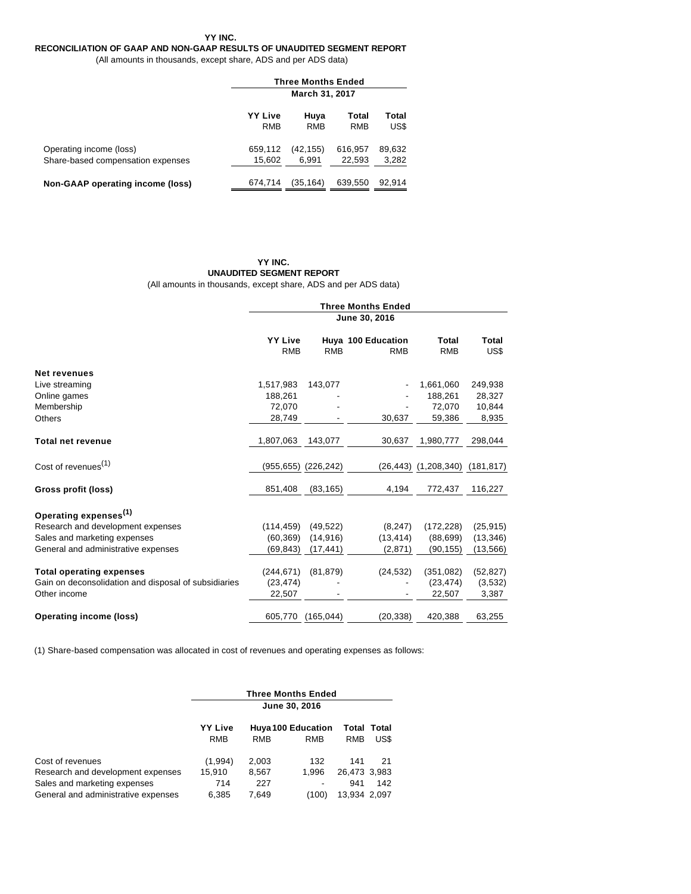**YY INC.**
**RECONCILIATION OF GAAP AND NON-GAAP RESULTS OF UNAUDITED SEGMENT REPORT**
(All amounts in thousands, except share, ADS and per ADS data)

| | Three Months Ended March 31, 2017 | | | |
|---|---|---|---|---|
| | **YY Live** RMB | **Huya** RMB | **Total** RMB | **Total** US$ |
| Operating income (loss) | 659,112 | (42,155) | 616,957 | 89,632 |
| Share-based compensation expenses | 15,602 | 6,991 | 22,593 | 3,282 |
| **Non-GAAP operating income (loss)** | 674,714 | (35,164) | 639,550 | 92,914 |

**YY INC.**
**UNAUDITED SEGMENT REPORT**
(All amounts in thousands, except share, ADS and per ADS data)

| | Three Months Ended June 30, 2016 | | | | |
|---|---|---|---|---|---|
| | **YY Live** RMB | **Huya** RMB | **100 Education** RMB | **Total** RMB | **Total** US$ |
| **Net revenues** | | | | | |
| Live streaming | 1,517,983 | 143,077 | - | 1,661,060 | 249,938 |
| Online games | 188,261 | - | - | 188,261 | 28,327 |
| Membership | 72,070 | - | - | 72,070 | 10,844 |
| Others | 28,749 | - | 30,637 | 59,386 | 8,935 |
| **Total net revenue** | 1,807,063 | 143,077 | 30,637 | 1,980,777 | 298,044 |
| Cost of revenues(1) | (955,655) | (226,242) | (26,443) | (1,208,340) | (181,817) |
| **Gross profit (loss)** | 851,408 | (83,165) | 4,194 | 772,437 | 116,227 |
| **Operating expenses(1)** | | | | | |
| Research and development expenses | (114,459) | (49,522) | (8,247) | (172,228) | (25,915) |
| Sales and marketing expenses | (60,369) | (14,916) | (13,414) | (88,699) | (13,346) |
| General and administrative expenses | (69,843) | (17,441) | (2,871) | (90,155) | (13,566) |
| **Total operating expenses** | (244,671) | (81,879) | (24,532) | (351,082) | (52,827) |
| Gain on deconsolidation and disposal of subsidiaries | (23,474) | - | - | (23,474) | (3,532) |
| Other income | 22,507 | - | - | 22,507 | 3,387 |
| **Operating income (loss)** | 605,770 | (165,044) | (20,338) | 420,388 | 63,255 |

(1) Share-based compensation was allocated in cost of revenues and operating expenses as follows:

| | Three Months Ended June 30, 2016 | | | | |
|---|---|---|---|---|---|
| | **YY Live** RMB | **Huya** RMB | **100 Education** RMB | **Total** RMB | **Total** US$ |
| Cost of revenues | (1,994) | 2,003 | 132 | 141 | 21 |
| Research and development expenses | 15,910 | 8,567 | 1,996 | 26,473 | 3,983 |
| Sales and marketing expenses | 714 | 227 | - | 941 | 142 |
| General and administrative expenses | 6,385 | 7,649 | (100) | 13,934 | 2,097 |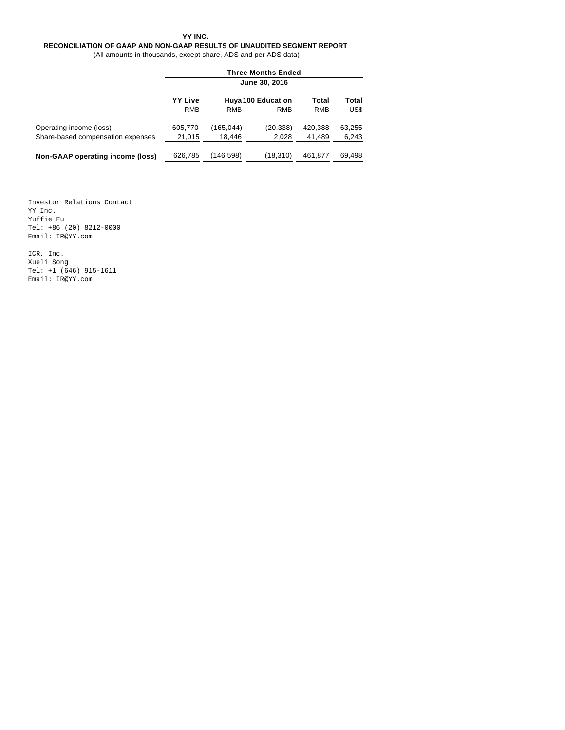**YY INC.**

**RECONCILIATION OF GAAP AND NON-GAAP RESULTS OF UNAUDITED SEGMENT REPORT**

(All amounts in thousands, except share, ADS and per ADS data)

| | Three Months Ended June 30, 2016 | | | | |
|---|---|---|---|---|---|
| | **YY Live** | **Huya** | **100 Education** | **Total** | **Total** |
| | RMB | RMB | RMB | RMB | US$ |
| Operating income (loss) | 605,770 | (165,044) | (20,338) | 420,388 | 63,255 |
| Share-based compensation expenses | 21,015 | 18,446 | 2,028 | 41,489 | 6,243 |
| **Non-GAAP operating income (loss)** | 626,785 | (146,598) | (18,310) | 461,877 | 69,498 |

Investor Relations Contact
YY Inc.
Yuffie Fu
Tel: +86 (20) 8212-0000
Email: IR@YY.com

ICR, Inc.
Xueli Song
Tel: +1 (646) 915-1611
Email: IR@YY.com